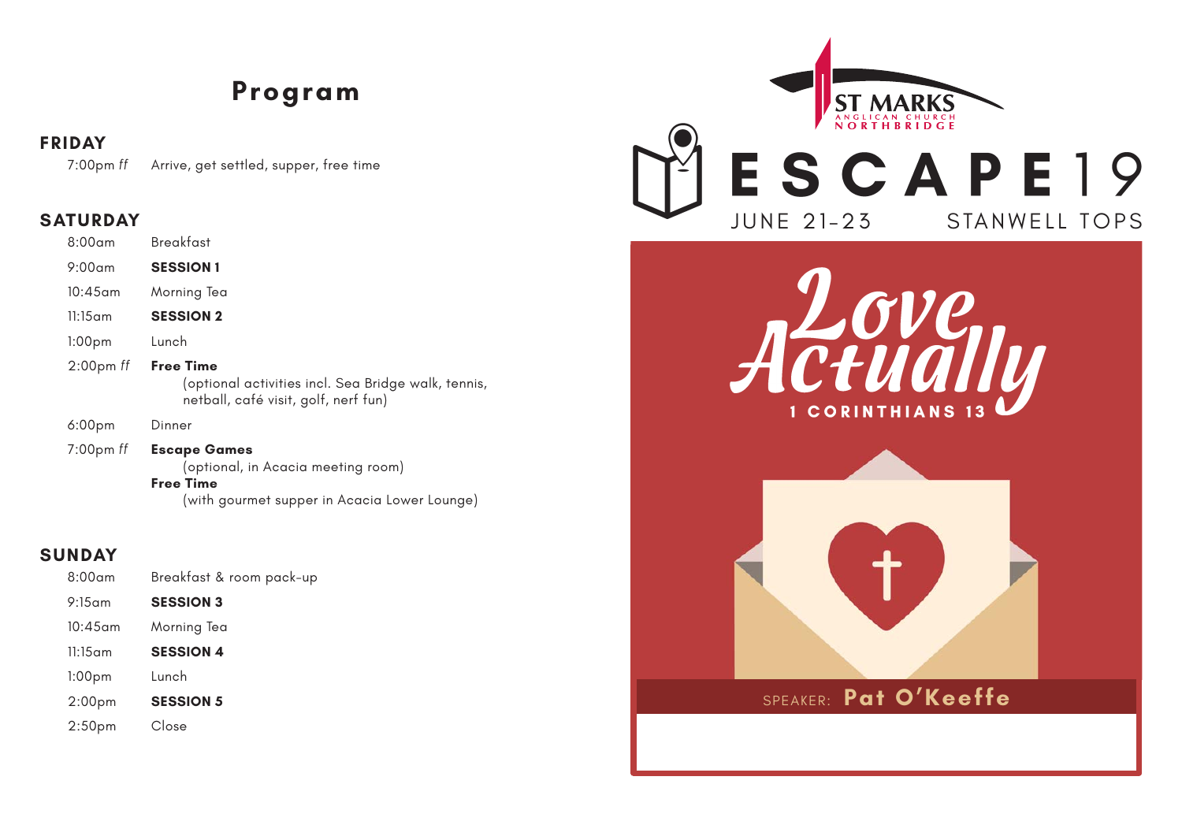# Program

## FRIDAY

| | |
|---|---|
| 7:00pm *ff* | Arrive, get settled, supper, free time |

## SATURDAY

| | |
|---|---|
| 8:00am | Breakfast |
| 9:00am | **SESSION 1** |
| 10:45am | Morning Tea |
| 11:15am | **SESSION 2** |
| 1:00pm | Lunch |
| 2:00pm *ff* | **Free Time** (optional activities incl. Sea Bridge walk, tennis, netball, café visit, golf, nerf fun) |
| 6:00pm | Dinner |
| 7:00pm *ff* | **Escape Games** (optional, in Acacia meeting room) **Free Time** (with gourmet supper in Acacia Lower Lounge) |

## SUNDAY

| | |
|---|---|
| 8:00am | Breakfast & room pack-up |
| 9:15am | **SESSION 3** |
| 10:45am | Morning Tea |
| 11:15am | **SESSION 4** |
| 1:00pm | Lunch |
| 2:00pm | **SESSION 5** |
| 2:50pm | Close |

ST MARKS
ANGLICAN CHURCH
NORTHBRIDGE

# ESCAPE19

JUNE 21-23 STANWELL TOPS

# Love Actually

1 CORINTHIANS 13

SPEAKER: **Pat O'Keeffe**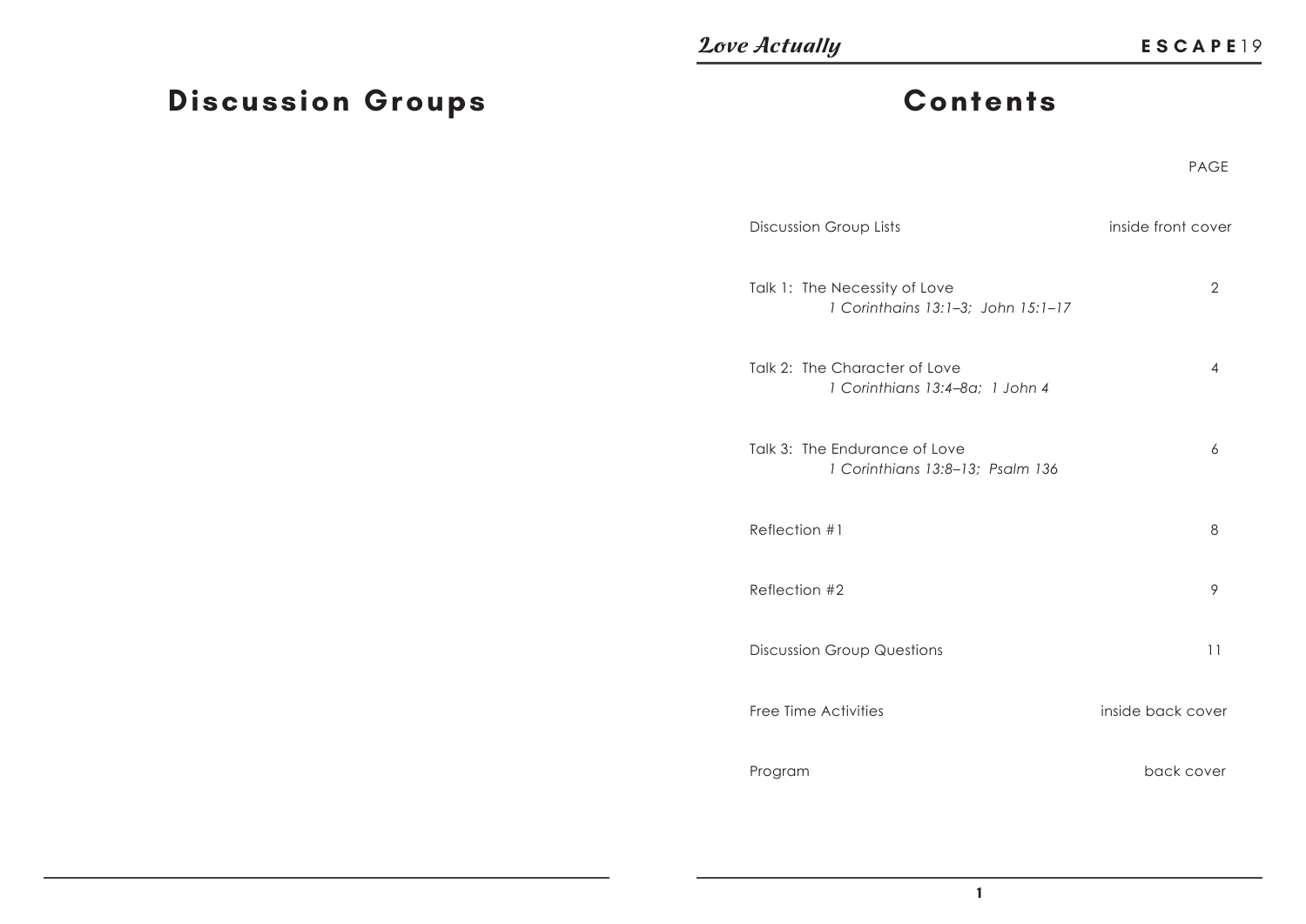# Discussion Groups

# Contents

| | PAGE |
|---|---|
| Discussion Group Lists | inside front cover |
| Talk 1: The Necessity of Love<br>*1 Corinthains 13:1–3; John 15:1–17* | 2 |
| Talk 2: The Character of Love<br>*1 Corinthians 13:4–8a; 1 John 4* | 4 |
| Talk 3: The Endurance of Love<br>*1 Corinthians 13:8–13; Psalm 136* | 6 |
| Reflection #1 | 8 |
| Reflection #2 | 9 |
| Discussion Group Questions | 11 |
| Free Time Activities | inside back cover |
| Program | back cover |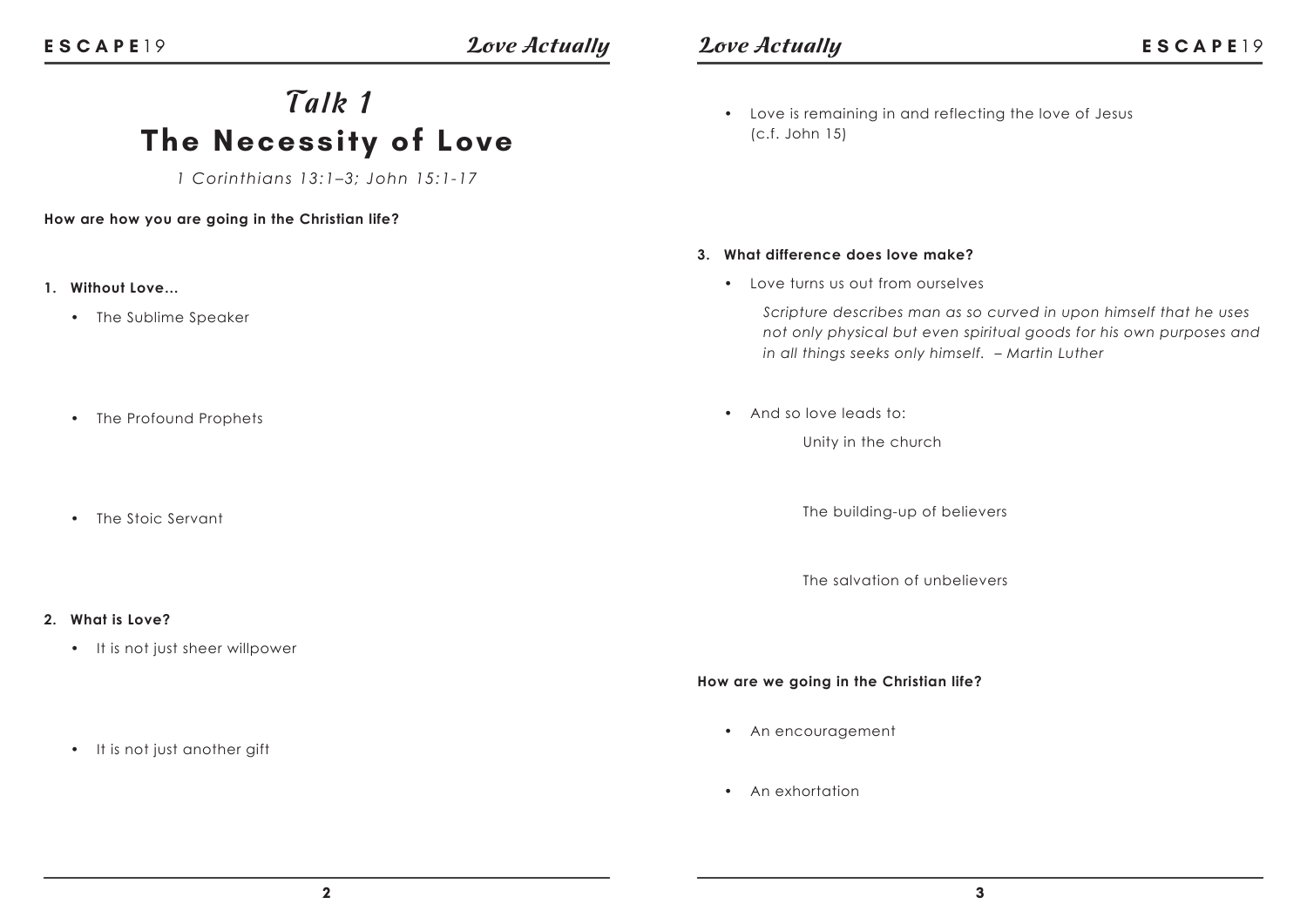# Talk 1
# The Necessity of Love

*1 Corinthians 13:1–3; John 15:1-17*

**How are how you are going in the Christian life?**

**1. Without Love…**

- The Sublime Speaker

- The Profound Prophets

- The Stoic Servant

**2. What is Love?**

- It is not just sheer willpower

- It is not just another gift

- Love is remaining in and reflecting the love of Jesus (c.f. John 15)

**3. What difference does love make?**

- Love turns us out from ourselves

  *Scripture describes man as so curved in upon himself that he uses not only physical but even spiritual goods for his own purposes and in all things seeks only himself. – Martin Luther*

- And so love leads to:

  Unity in the church

  The building-up of believers

  The salvation of unbelievers

**How are we going in the Christian life?**

- An encouragement

- An exhortation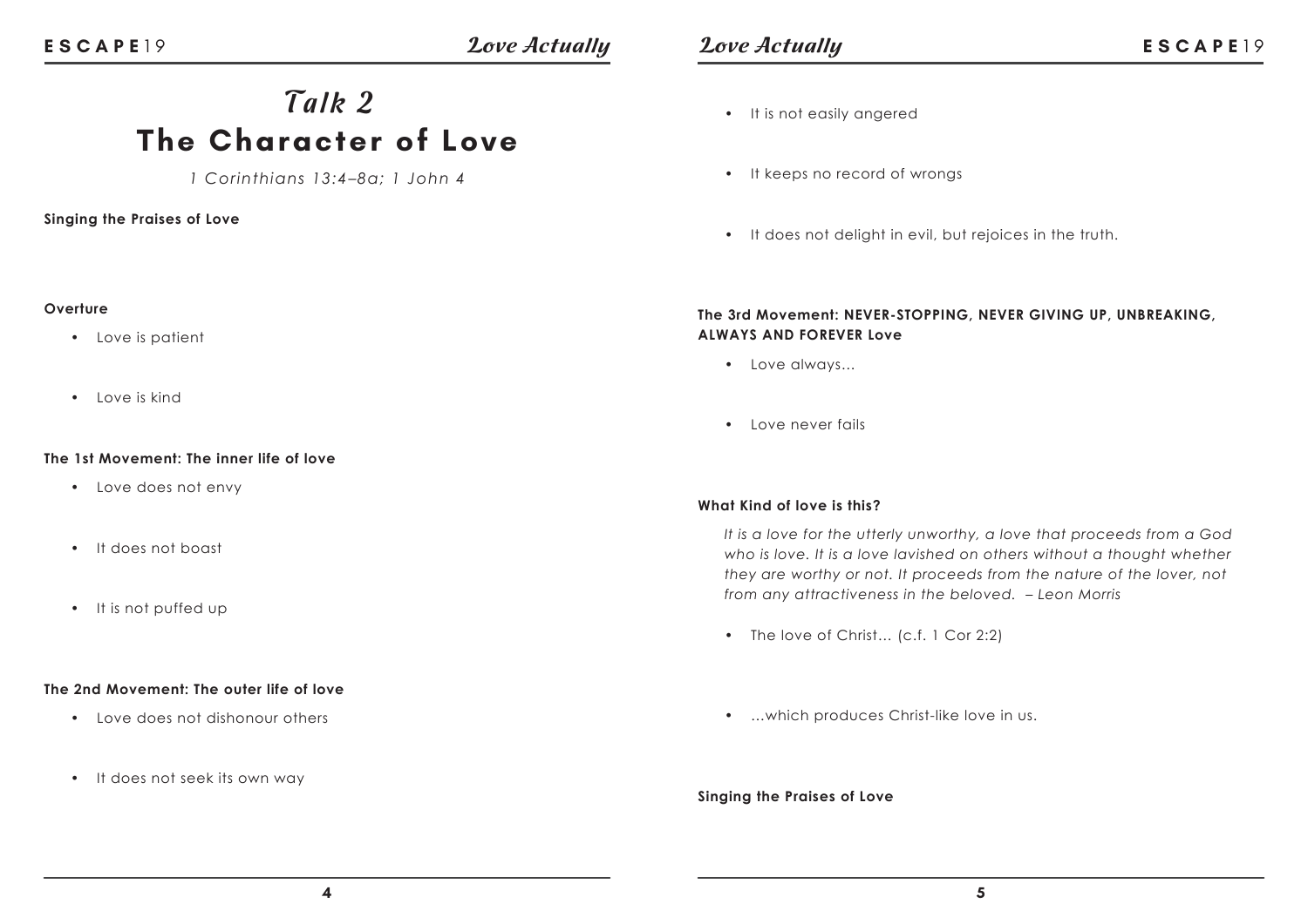# Talk 2
## The Character of Love

*1 Corinthians 13:4–8a; 1 John 4*

**Singing the Praises of Love**

**Overture**

- Love is patient
- Love is kind

**The 1st Movement: The inner life of love**

- Love does not envy
- It does not boast
- It is not puffed up

**The 2nd Movement: The outer life of love**

- Love does not dishonour others
- It does not seek its own way
- It is not easily angered
- It keeps no record of wrongs
- It does not delight in evil, but rejoices in the truth.

**The 3rd Movement: NEVER-STOPPING, NEVER GIVING UP, UNBREAKING, ALWAYS AND FOREVER Love**

- Love always...
- Love never fails

**What Kind of love is this?**

*It is a love for the utterly unworthy, a love that proceeds from a God who is love. It is a love lavished on others without a thought whether they are worthy or not. It proceeds from the nature of the lover, not from any attractiveness in the beloved. – Leon Morris*

- The love of Christ... (c.f. 1 Cor 2:2)
- ...which produces Christ-like love in us.

**Singing the Praises of Love**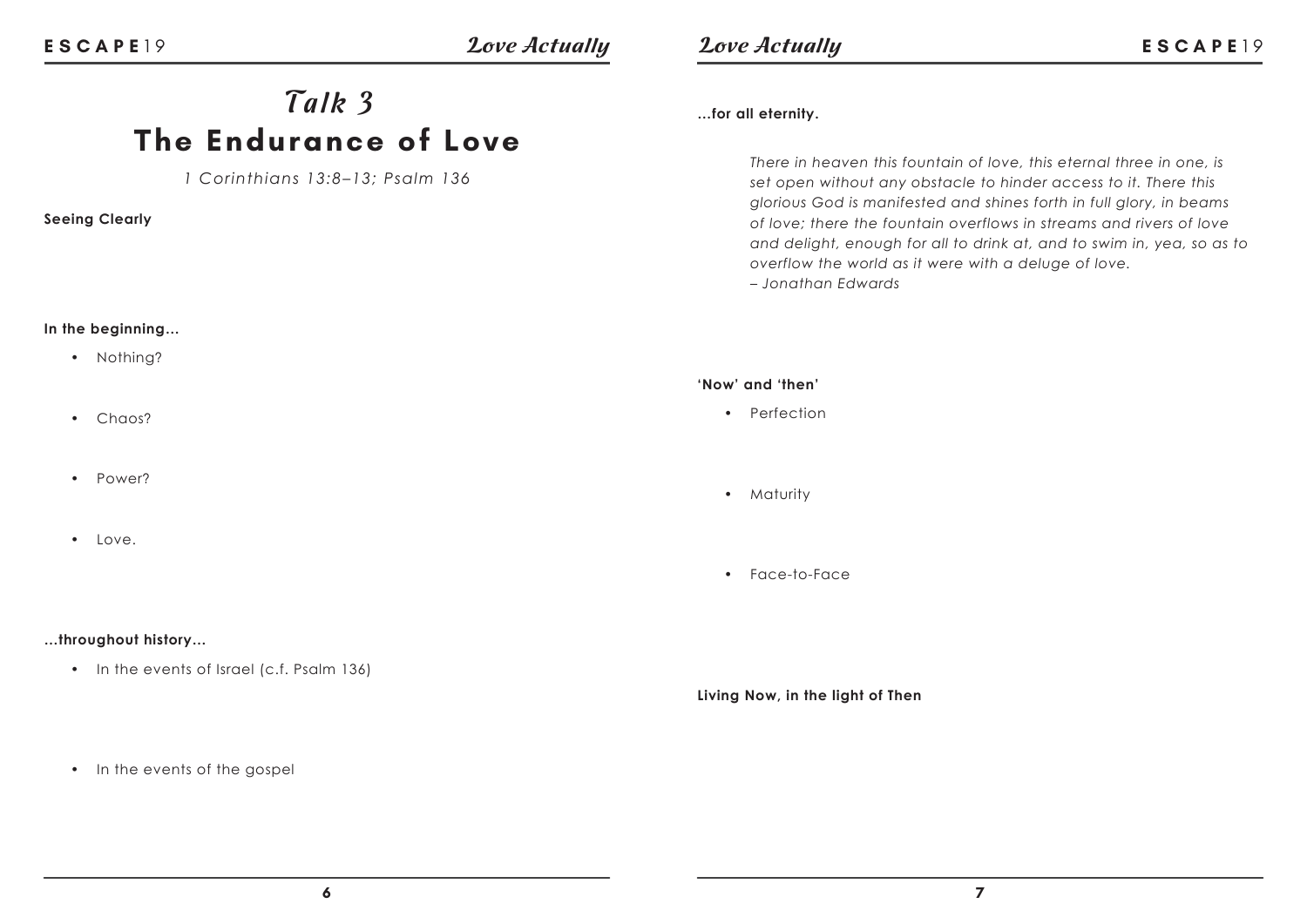# *Talk 3*

## The Endurance of Love

*1 Corinthians 13:8–13; Psalm 136*

**Seeing Clearly**

**In the beginning…**

- Nothing?
- Chaos?
- Power?
- Love.

**…throughout history…**

- In the events of Israel (c.f. Psalm 136)
- In the events of the gospel

**…for all eternity.**

> *There in heaven this fountain of love, this eternal three in one, is set open without any obstacle to hinder access to it. There this glorious God is manifested and shines forth in full glory, in beams of love; there the fountain overflows in streams and rivers of love and delight, enough for all to drink at, and to swim in, yea, so as to overflow the world as it were with a deluge of love.*
> *– Jonathan Edwards*

**'Now' and 'then'**

- Perfection
- Maturity
- Face-to-Face

**Living Now, in the light of Then**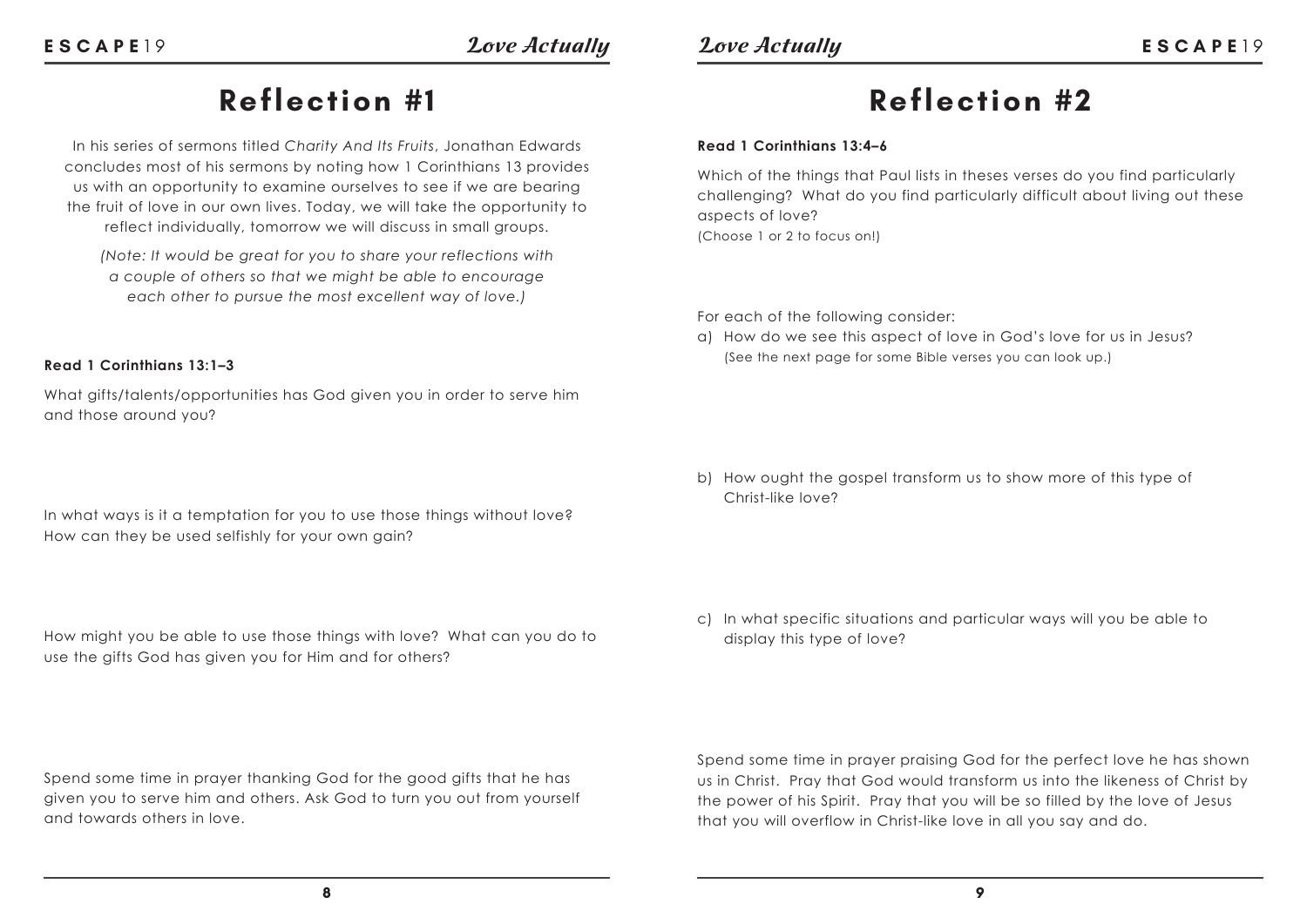# Reflection #1

In his series of sermons titled *Charity And Its Fruits*, Jonathan Edwards concludes most of his sermons by noting how 1 Corinthians 13 provides us with an opportunity to examine ourselves to see if we are bearing the fruit of love in our own lives. Today, we will take the opportunity to reflect individually, tomorrow we will discuss in small groups.

*(Note: It would be great for you to share your reflections with a couple of others so that we might be able to encourage each other to pursue the most excellent way of love.)*

**Read 1 Corinthians 13:1–3**

What gifts/talents/opportunities has God given you in order to serve him and those around you?

In what ways is it a temptation for you to use those things without love? How can they be used selfishly for your own gain?

How might you be able to use those things with love? What can you do to use the gifts God has given you for Him and for others?

Spend some time in prayer thanking God for the good gifts that he has given you to serve him and others. Ask God to turn you out from yourself and towards others in love.

# Reflection #2

**Read 1 Corinthians 13:4–6**

Which of the things that Paul lists in theses verses do you find particularly challenging? What do you find particularly difficult about living out these aspects of love?
(Choose 1 or 2 to focus on!)

For each of the following consider:

a) How do we see this aspect of love in God's love for us in Jesus?
(See the next page for some Bible verses you can look up.)

b) How ought the gospel transform us to show more of this type of Christ-like love?

c) In what specific situations and particular ways will you be able to display this type of love?

Spend some time in prayer praising God for the perfect love he has shown us in Christ. Pray that God would transform us into the likeness of Christ by the power of his Spirit. Pray that you will be so filled by the love of Jesus that you will overflow in Christ-like love in all you say and do.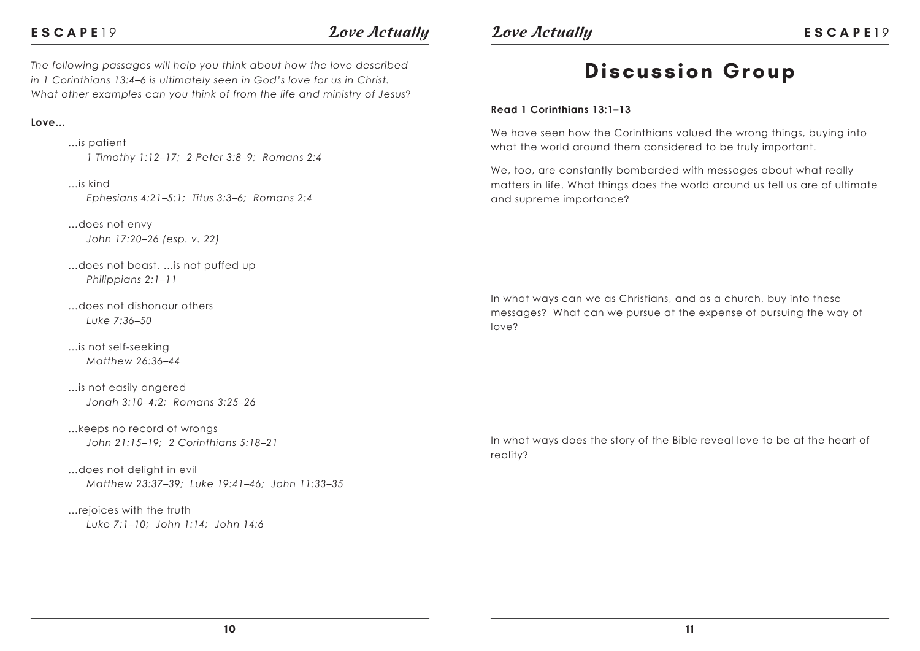*The following passages will help you think about how the love described in 1 Corinthians 13:4–6 is ultimately seen in God's love for us in Christ. What other examples can you think of from the life and ministry of Jesus?*

**Love…**

…is patient
*1 Timothy 1:12–17; 2 Peter 3:8–9; Romans 2:4*

…is kind
*Ephesians 4:21–5:1; Titus 3:3–6; Romans 2:4*

…does not envy
*John 17:20–26 (esp. v. 22)*

…does not boast, …is not puffed up
*Philippians 2:1–11*

…does not dishonour others
*Luke 7:36–50*

…is not self-seeking
*Matthew 26:36–44*

…is not easily angered
*Jonah 3:10–4:2; Romans 3:25–26*

…keeps no record of wrongs
*John 21:15–19; 2 Corinthians 5:18–21*

…does not delight in evil
*Matthew 23:37–39; Luke 19:41–46; John 11:33–35*

…rejoices with the truth
*Luke 7:1–10; John 1:14; John 14:6*

# Discussion Group

**Read 1 Corinthians 13:1–13**

We have seen how the Corinthians valued the wrong things, buying into what the world around them considered to be truly important.

We, too, are constantly bombarded with messages about what really matters in life. What things does the world around us tell us are of ultimate and supreme importance?

In what ways can we as Christians, and as a church, buy into these messages? What can we pursue at the expense of pursuing the way of love?

In what ways does the story of the Bible reveal love to be at the heart of reality?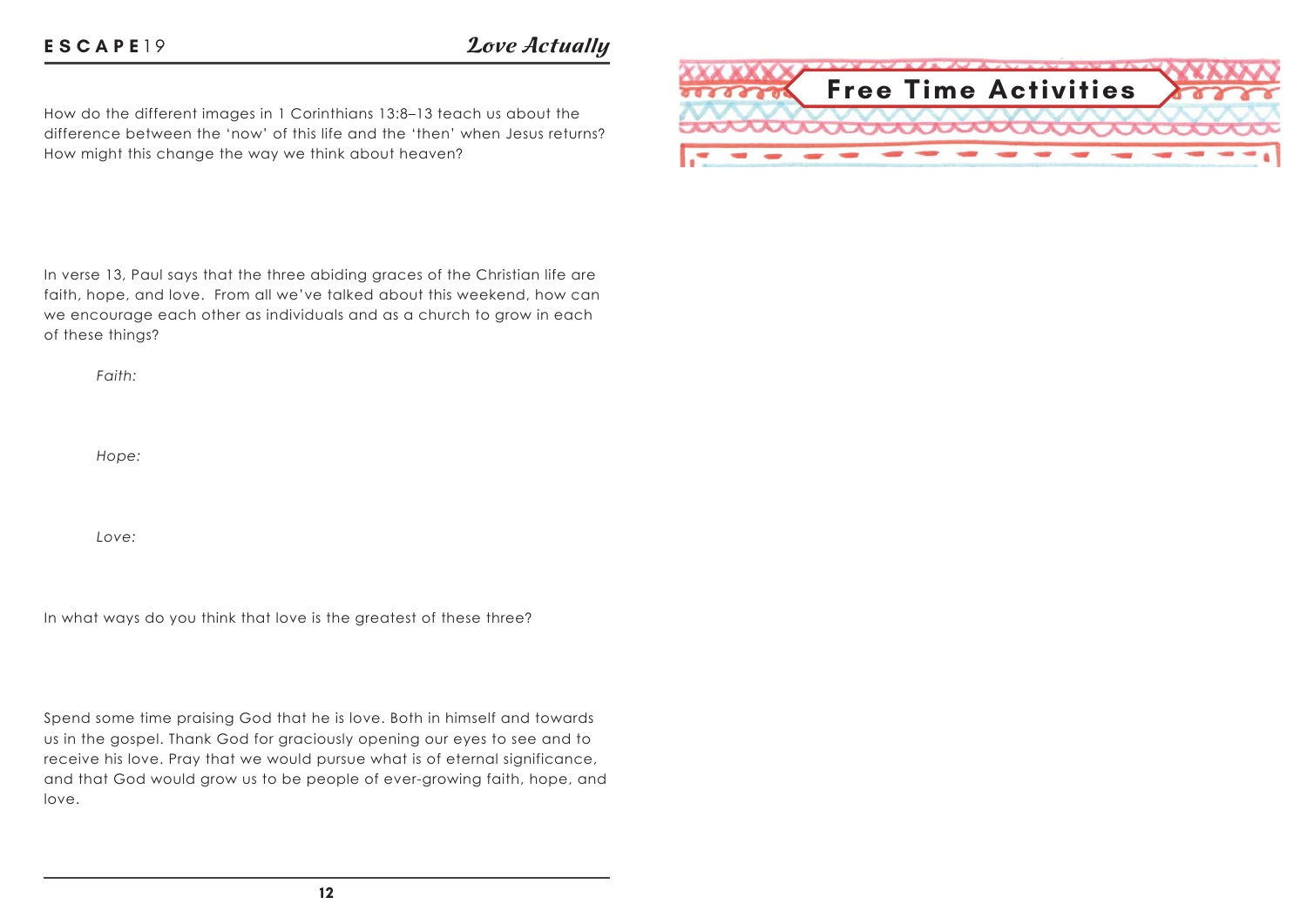How do the different images in 1 Corinthians 13:8–13 teach us about the difference between the 'now' of this life and the 'then' when Jesus returns? How might this change the way we think about heaven?

In verse 13, Paul says that the three abiding graces of the Christian life are faith, hope, and love. From all we've talked about this weekend, how can we encourage each other as individuals and as a church to grow in each of these things?

*Faith:*

*Hope:*

*Love:*

In what ways do you think that love is the greatest of these three?

Spend some time praising God that he is love. Both in himself and towards us in the gospel. Thank God for graciously opening our eyes to see and to receive his love. Pray that we would pursue what is of eternal significance, and that God would grow us to be people of ever-growing faith, hope, and love.

## Free Time Activities